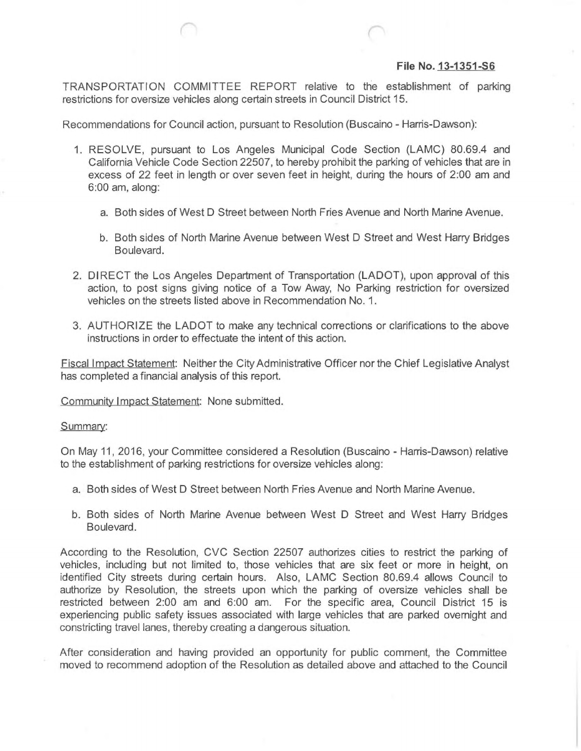**File No. 13-1351-S6**

TRANSPORTATION COMMITTEE REPORT relative to the establishment of parking restrictions for oversize vehicles along certain streets in Council District 15.

Recommendations for Council action, pursuant to Resolution (Buscaino - Harris-Dawson):

1. RESOLVE, pursuant to Los Angeles Municipal Code Section (LAMC) 80.69.4 and California Vehicle Code Section 22507, to hereby prohibit the parking of vehicles that are in excess of 22 feet in length or over seven feet in height, during the hours of 2:00 am and 6:00 am, along:

   a. Both sides of West D Street between North Fries Avenue and North Marine Avenue.

   b. Both sides of North Marine Avenue between West D Street and West Harry Bridges Boulevard.

2. DIRECT the Los Angeles Department of Transportation (LADOT), upon approval of this action, to post signs giving notice of a Tow Away, No Parking restriction for oversized vehicles on the streets listed above in Recommendation No. 1.

3. AUTHORIZE the LADOT to make any technical corrections or clarifications to the above instructions in order to effectuate the intent of this action.

Fiscal Impact Statement: Neither the City Administrative Officer nor the Chief Legislative Analyst has completed a financial analysis of this report.

Community Impact Statement: None submitted.

Summary:

On May 11, 2016, your Committee considered a Resolution (Buscaino - Harris-Dawson) relative to the establishment of parking restrictions for oversize vehicles along:

a. Both sides of West D Street between North Fries Avenue and North Marine Avenue.

b. Both sides of North Marine Avenue between West D Street and West Harry Bridges Boulevard.

According to the Resolution, CVC Section 22507 authorizes cities to restrict the parking of vehicles, including but not limited to, those vehicles that are six feet or more in height, on identified City streets during certain hours. Also, LAMC Section 80.69.4 allows Council to authorize by Resolution, the streets upon which the parking of oversize vehicles shall be restricted between 2:00 am and 6:00 am. For the specific area, Council District 15 is experiencing public safety issues associated with large vehicles that are parked overnight and constricting travel lanes, thereby creating a dangerous situation.

After consideration and having provided an opportunity for public comment, the Committee moved to recommend adoption of the Resolution as detailed above and attached to the Council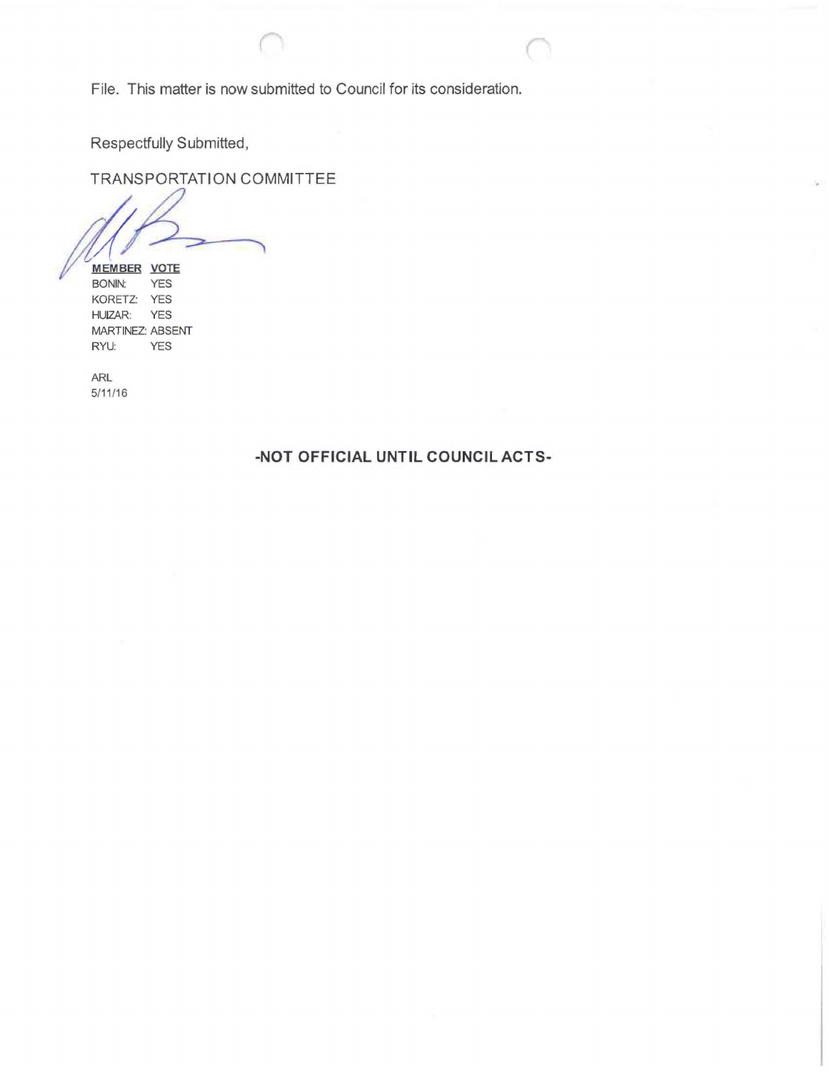File. This matter is now submitted to Council for its consideration.

Respectfully Submitted,

TRANSPORTATION COMMITTEE

| MEMBER | VOTE |
| --- | --- |
| BONIN: | YES |
| KORETZ: | YES |
| HUIZAR: | YES |
| MARTINEZ: | ABSENT |
| RYU: | YES |

ARL
5/11/16

**-NOT OFFICIAL UNTIL COUNCIL ACTS-**